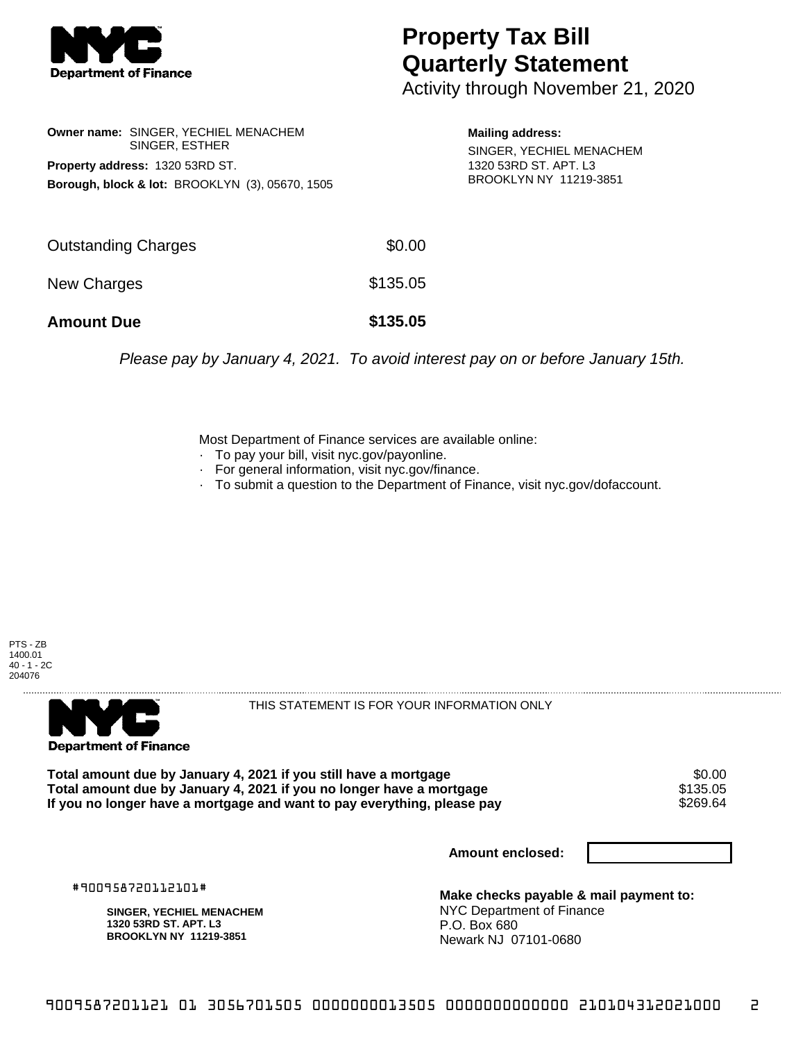**NYC Department of Finance**

# Property Tax Bill Quarterly Statement

Activity through November 21, 2020

**Owner name:** SINGER, YECHIEL MENACHEM
SINGER, ESTHER

**Property address:** 1320 53RD ST.

**Borough, block & lot:** BROOKLYN (3), 05670, 1505

**Mailing address:**
SINGER, YECHIEL MENACHEM
1320 53RD ST. APT. L3
BROOKLYN NY 11219-3851

| | |
|---|---|
| Outstanding Charges | $0.00 |
| New Charges | $135.05 |
| **Amount Due** | **$135.05** |

*Please pay by January 4, 2021. To avoid interest pay on or before January 15th.*

Most Department of Finance services are available online:

- To pay your bill, visit nyc.gov/payonline.
- For general information, visit nyc.gov/finance.
- To submit a question to the Department of Finance, visit nyc.gov/dofaccount.

PTS - ZB
1400.01
40 - 1 - 2C
204076

---

**NYC Department of Finance**

THIS STATEMENT IS FOR YOUR INFORMATION ONLY

| | |
|---|---|
| **Total amount due by January 4, 2021 if you still have a mortgage** | $0.00 |
| **Total amount due by January 4, 2021 if you no longer have a mortgage** | $135.05 |
| **If you no longer have a mortgage and want to pay everything, please pay** | $269.64 |

**Amount enclosed:**

#900958720112101#

**SINGER, YECHIEL MENACHEM**
**1320 53RD ST. APT. L3**
**BROOKLYN NY 11219-3851**

**Make checks payable & mail payment to:**
NYC Department of Finance
P.O. Box 680
Newark NJ 07101-0680

9009587201121 01 3056701505 0000000013505 0000000000000 210104312021000 2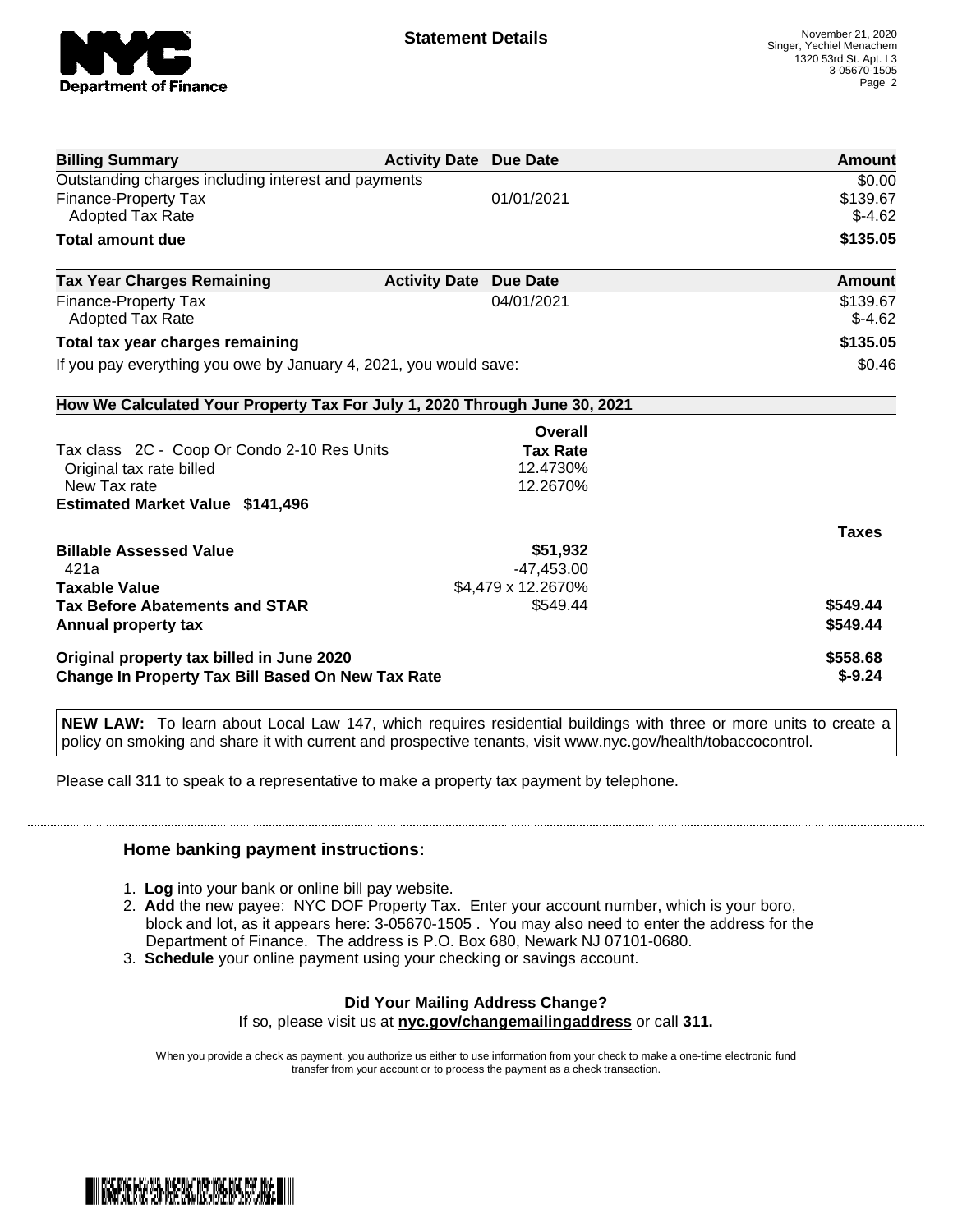**Statement Details**

November 21, 2020
Singer, Yechiel Menachem
1320 53rd St. Apt. L3
3-05670-1505

| Billing Summary | Activity Date | Due Date | Amount |
|---|---|---|---|
| Outstanding charges including interest and payments | | | $0.00 |
| Finance-Property Tax | | 01/01/2021 | $139.67 |
| Adopted Tax Rate | | | $-4.62 |
| **Total amount due** | | | **$135.05** |

| Tax Year Charges Remaining | Activity Date | Due Date | Amount |
|---|---|---|---|
| Finance-Property Tax | | 04/01/2021 | $139.67 |
| Adopted Tax Rate | | | $-4.62 |
| **Total tax year charges remaining** | | | **$135.05** |
| If you pay everything you owe by January 4, 2021, you would save: | | | $0.46 |

### How We Calculated Your Property Tax For July 1, 2020 Through June 30, 2021

| | Overall Tax Rate | Taxes |
|---|---|---|
| Tax class 2C - Coop Or Condo 2-10 Res Units | | |
| Original tax rate billed | 12.4730% | |
| New Tax rate | 12.2670% | |
| **Estimated Market Value $141,496** | | |
| **Billable Assessed Value** | **$51,932** | |
| 421a | -47,453.00 | |
| **Taxable Value** | $4,479 x 12.2670% | |
| **Tax Before Abatements and STAR** | $549.44 | **$549.44** |
| **Annual property tax** | | **$549.44** |
| **Original property tax billed in June 2020** | | **$558.68** |
| **Change In Property Tax Bill Based On New Tax Rate** | | **$-9.24** |

**NEW LAW:** To learn about Local Law 147, which requires residential buildings with three or more units to create a policy on smoking and share it with current and prospective tenants, visit www.nyc.gov/health/tobaccocontrol.

Please call 311 to speak to a representative to make a property tax payment by telephone.

### Home banking payment instructions:

1. **Log** into your bank or online bill pay website.
2. **Add** the new payee: NYC DOF Property Tax. Enter your account number, which is your boro, block and lot, as it appears here: 3-05670-1505 . You may also need to enter the address for the Department of Finance. The address is P.O. Box 680, Newark NJ 07101-0680.
3. **Schedule** your online payment using your checking or savings account.

**Did Your Mailing Address Change?**

If so, please visit us at **nyc.gov/changemailingaddress** or call **311.**

When you provide a check as payment, you authorize us either to use information from your check to make a one-time electronic fund transfer from your account or to process the payment as a check transaction.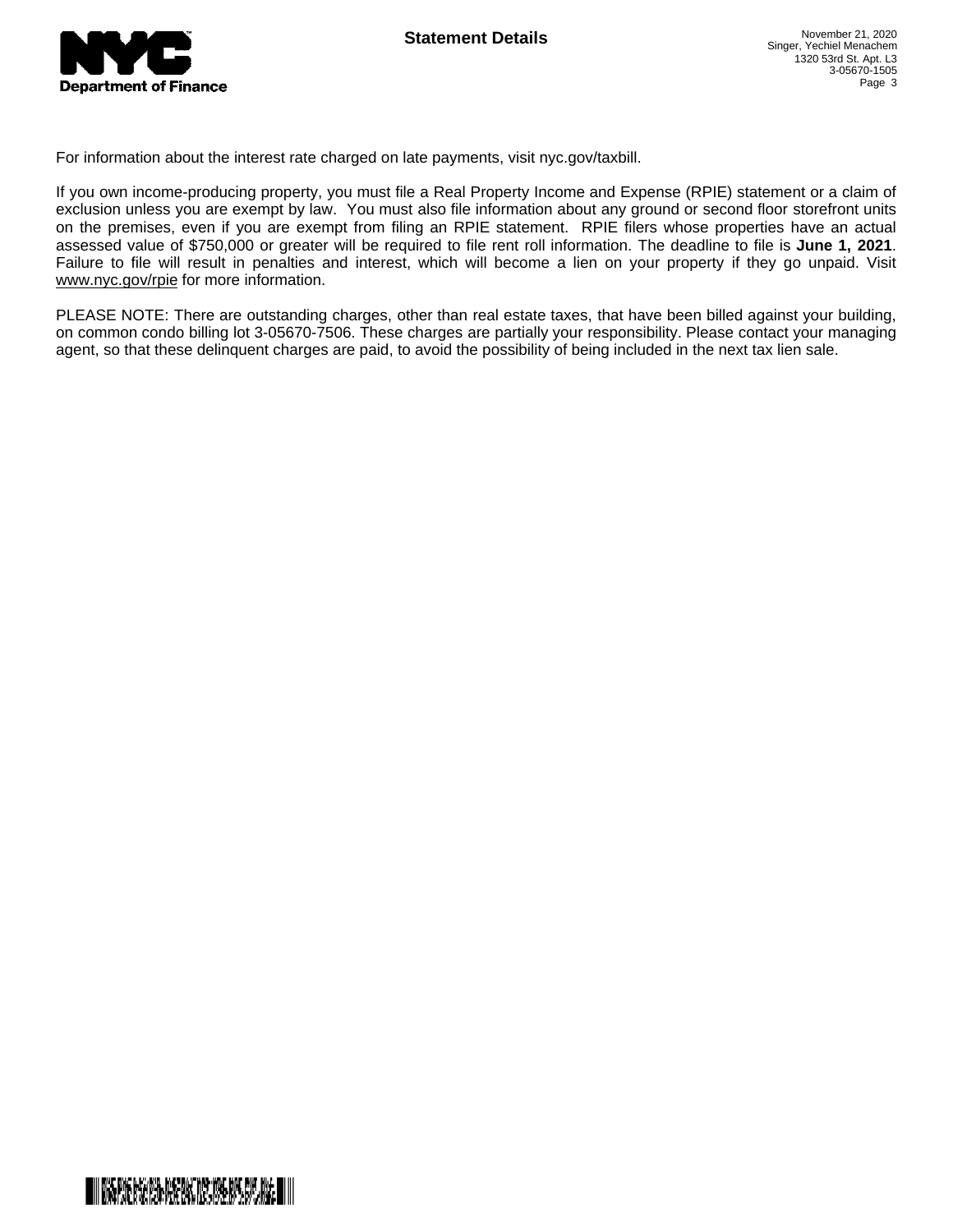For information about the interest rate charged on late payments, visit nyc.gov/taxbill.

If you own income-producing property, you must file a Real Property Income and Expense (RPIE) statement or a claim of exclusion unless you are exempt by law. You must also file information about any ground or second floor storefront units on the premises, even if you are exempt from filing an RPIE statement. RPIE filers whose properties have an actual assessed value of $750,000 or greater will be required to file rent roll information. The deadline to file is **June 1, 2021**. Failure to file will result in penalties and interest, which will become a lien on your property if they go unpaid. Visit www.nyc.gov/rpie for more information.

PLEASE NOTE: There are outstanding charges, other than real estate taxes, that have been billed against your building, on common condo billing lot 3-05670-7506. These charges are partially your responsibility. Please contact your managing agent, so that these delinquent charges are paid, to avoid the possibility of being included in the next tax lien sale.